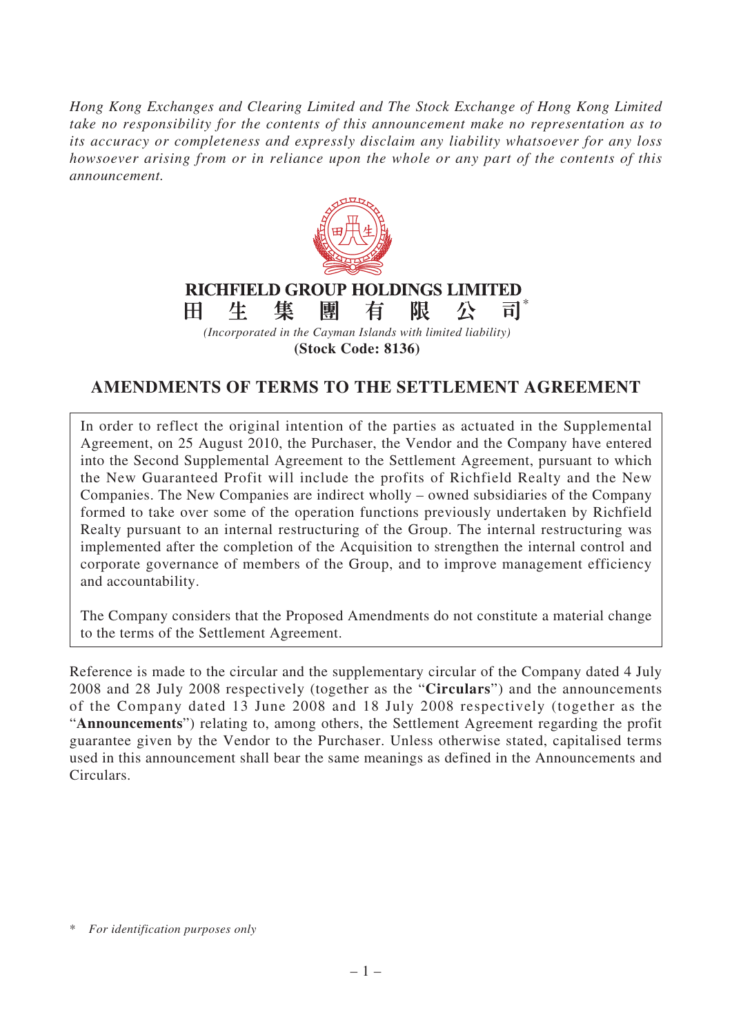*Hong Kong Exchanges and Clearing Limited and The Stock Exchange of Hong Kong Limited take no responsibility for the contents of this announcement make no representation as to its accuracy or completeness and expressly disclaim any liability whatsoever for any loss howsoever arising from or in reliance upon the whole or any part of the contents of this announcement.*

**RICHFIELD GROUP HOLDINGS LIMITED**

**田 生 集 團 有 限 公 司***

*(Incorporated in the Cayman Islands with limited liability)*

**(Stock Code: 8136)**

# AMENDMENTS OF TERMS TO THE SETTLEMENT AGREEMENT

In order to reflect the original intention of the parties as actuated in the Supplemental Agreement, on 25 August 2010, the Purchaser, the Vendor and the Company have entered into the Second Supplemental Agreement to the Settlement Agreement, pursuant to which the New Guaranteed Profit will include the profits of Richfield Realty and the New Companies. The New Companies are indirect wholly – owned subsidiaries of the Company formed to take over some of the operation functions previously undertaken by Richfield Realty pursuant to an internal restructuring of the Group. The internal restructuring was implemented after the completion of the Acquisition to strengthen the internal control and corporate governance of members of the Group, and to improve management efficiency and accountability.

The Company considers that the Proposed Amendments do not constitute a material change to the terms of the Settlement Agreement.

Reference is made to the circular and the supplementary circular of the Company dated 4 July 2008 and 28 July 2008 respectively (together as the "**Circulars**") and the announcements of the Company dated 13 June 2008 and 18 July 2008 respectively (together as the "**Announcements**") relating to, among others, the Settlement Agreement regarding the profit guarantee given by the Vendor to the Purchaser. Unless otherwise stated, capitalised terms used in this announcement shall bear the same meanings as defined in the Announcements and Circulars.

\* *For identification purposes only*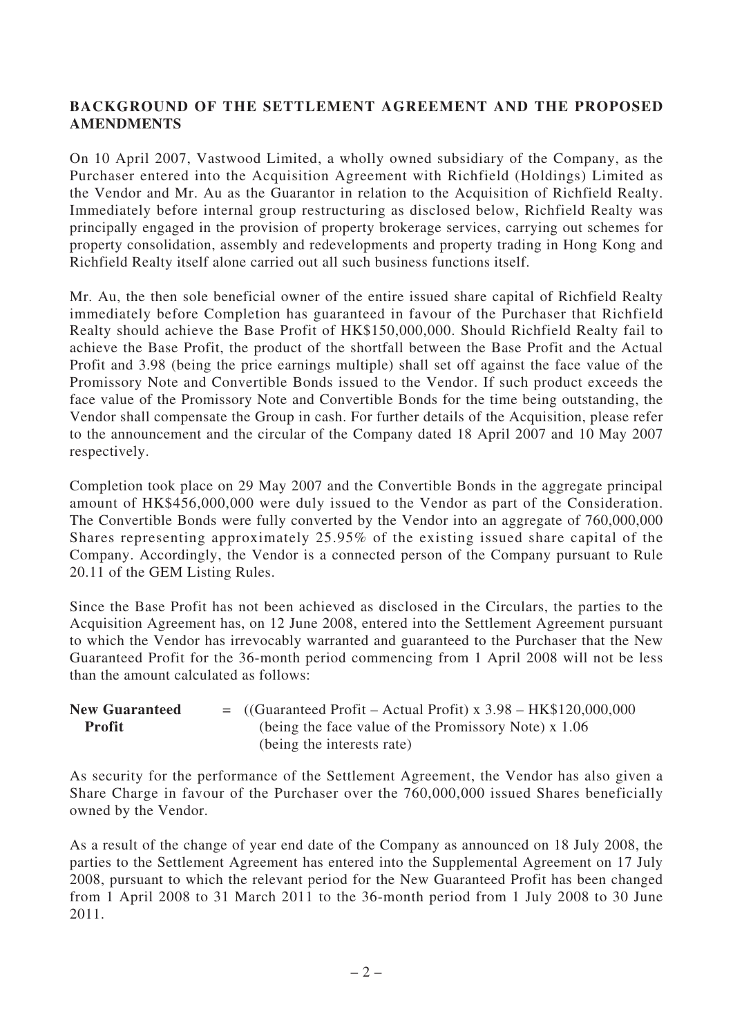## BACKGROUND OF THE SETTLEMENT AGREEMENT AND THE PROPOSED AMENDMENTS

On 10 April 2007, Vastwood Limited, a wholly owned subsidiary of the Company, as the Purchaser entered into the Acquisition Agreement with Richfield (Holdings) Limited as the Vendor and Mr. Au as the Guarantor in relation to the Acquisition of Richfield Realty. Immediately before internal group restructuring as disclosed below, Richfield Realty was principally engaged in the provision of property brokerage services, carrying out schemes for property consolidation, assembly and redevelopments and property trading in Hong Kong and Richfield Realty itself alone carried out all such business functions itself.

Mr. Au, the then sole beneficial owner of the entire issued share capital of Richfield Realty immediately before Completion has guaranteed in favour of the Purchaser that Richfield Realty should achieve the Base Profit of HK$150,000,000. Should Richfield Realty fail to achieve the Base Profit, the product of the shortfall between the Base Profit and the Actual Profit and 3.98 (being the price earnings multiple) shall set off against the face value of the Promissory Note and Convertible Bonds issued to the Vendor. If such product exceeds the face value of the Promissory Note and Convertible Bonds for the time being outstanding, the Vendor shall compensate the Group in cash. For further details of the Acquisition, please refer to the announcement and the circular of the Company dated 18 April 2007 and 10 May 2007 respectively.

Completion took place on 29 May 2007 and the Convertible Bonds in the aggregate principal amount of HK$456,000,000 were duly issued to the Vendor as part of the Consideration. The Convertible Bonds were fully converted by the Vendor into an aggregate of 760,000,000 Shares representing approximately 25.95% of the existing issued share capital of the Company. Accordingly, the Vendor is a connected person of the Company pursuant to Rule 20.11 of the GEM Listing Rules.

Since the Base Profit has not been achieved as disclosed in the Circulars, the parties to the Acquisition Agreement has, on 12 June 2008, entered into the Settlement Agreement pursuant to which the Vendor has irrevocably warranted and guaranteed to the Purchaser that the New Guaranteed Profit for the 36-month period commencing from 1 April 2008 will not be less than the amount calculated as follows:

**New Guaranteed Profit** = ((Guaranteed Profit – Actual Profit) x 3.98 – HK$120,000,000 (being the face value of the Promissory Note) x 1.06 (being the interests rate)

As security for the performance of the Settlement Agreement, the Vendor has also given a Share Charge in favour of the Purchaser over the 760,000,000 issued Shares beneficially owned by the Vendor.

As a result of the change of year end date of the Company as announced on 18 July 2008, the parties to the Settlement Agreement has entered into the Supplemental Agreement on 17 July 2008, pursuant to which the relevant period for the New Guaranteed Profit has been changed from 1 April 2008 to 31 March 2011 to the 36-month period from 1 July 2008 to 30 June 2011.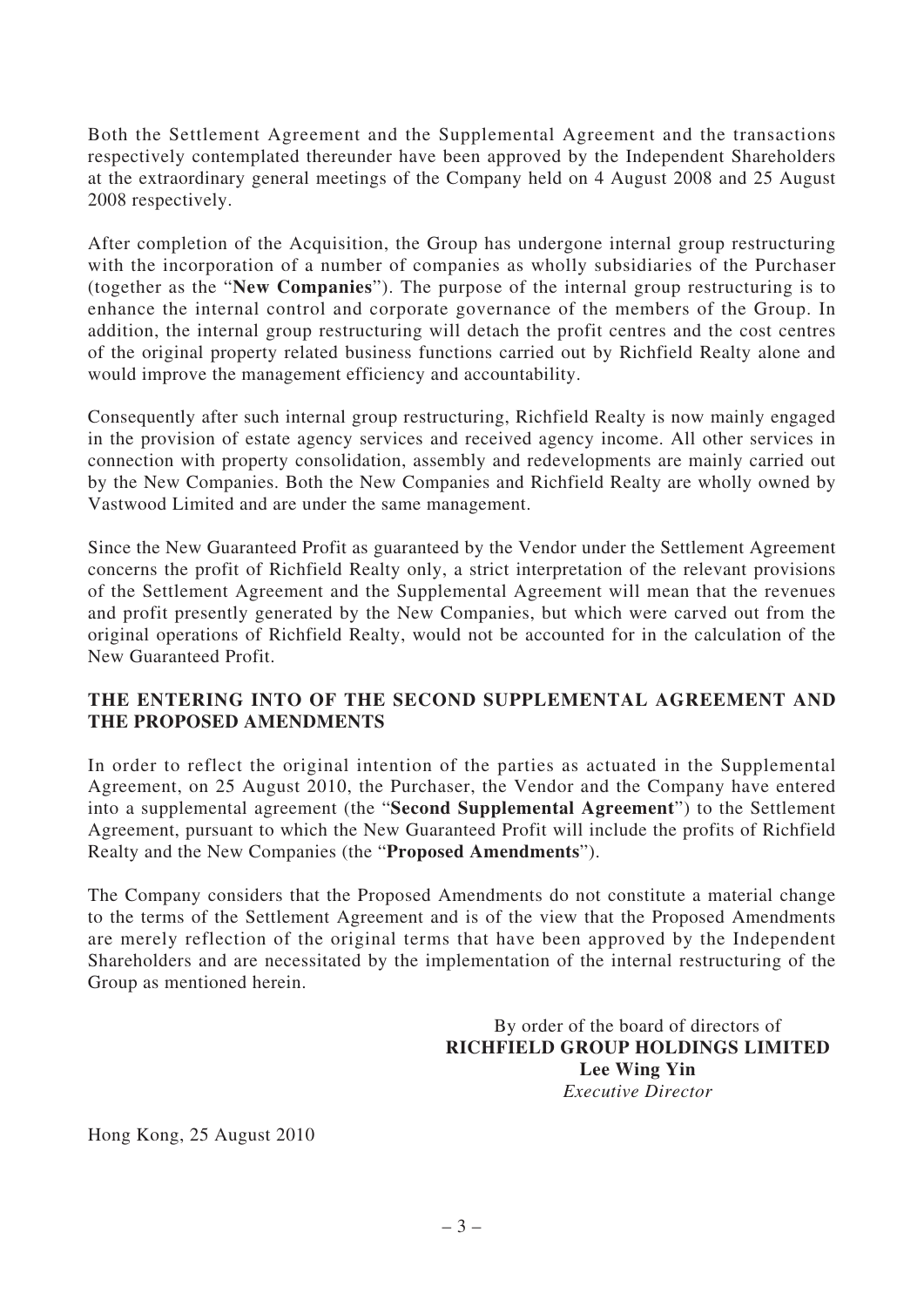Both the Settlement Agreement and the Supplemental Agreement and the transactions respectively contemplated thereunder have been approved by the Independent Shareholders at the extraordinary general meetings of the Company held on 4 August 2008 and 25 August 2008 respectively.

After completion of the Acquisition, the Group has undergone internal group restructuring with the incorporation of a number of companies as wholly subsidiaries of the Purchaser (together as the "**New Companies**"). The purpose of the internal group restructuring is to enhance the internal control and corporate governance of the members of the Group. In addition, the internal group restructuring will detach the profit centres and the cost centres of the original property related business functions carried out by Richfield Realty alone and would improve the management efficiency and accountability.

Consequently after such internal group restructuring, Richfield Realty is now mainly engaged in the provision of estate agency services and received agency income. All other services in connection with property consolidation, assembly and redevelopments are mainly carried out by the New Companies. Both the New Companies and Richfield Realty are wholly owned by Vastwood Limited and are under the same management.

Since the New Guaranteed Profit as guaranteed by the Vendor under the Settlement Agreement concerns the profit of Richfield Realty only, a strict interpretation of the relevant provisions of the Settlement Agreement and the Supplemental Agreement will mean that the revenues and profit presently generated by the New Companies, but which were carved out from the original operations of Richfield Realty, would not be accounted for in the calculation of the New Guaranteed Profit.

## THE ENTERING INTO OF THE SECOND SUPPLEMENTAL AGREEMENT AND THE PROPOSED AMENDMENTS

In order to reflect the original intention of the parties as actuated in the Supplemental Agreement, on 25 August 2010, the Purchaser, the Vendor and the Company have entered into a supplemental agreement (the "**Second Supplemental Agreement**") to the Settlement Agreement, pursuant to which the New Guaranteed Profit will include the profits of Richfield Realty and the New Companies (the "**Proposed Amendments**").

The Company considers that the Proposed Amendments do not constitute a material change to the terms of the Settlement Agreement and is of the view that the Proposed Amendments are merely reflection of the original terms that have been approved by the Independent Shareholders and are necessitated by the implementation of the internal restructuring of the Group as mentioned herein.

By order of the board of directors of
**RICHFIELD GROUP HOLDINGS LIMITED**
**Lee Wing Yin**
*Executive Director*

Hong Kong, 25 August 2010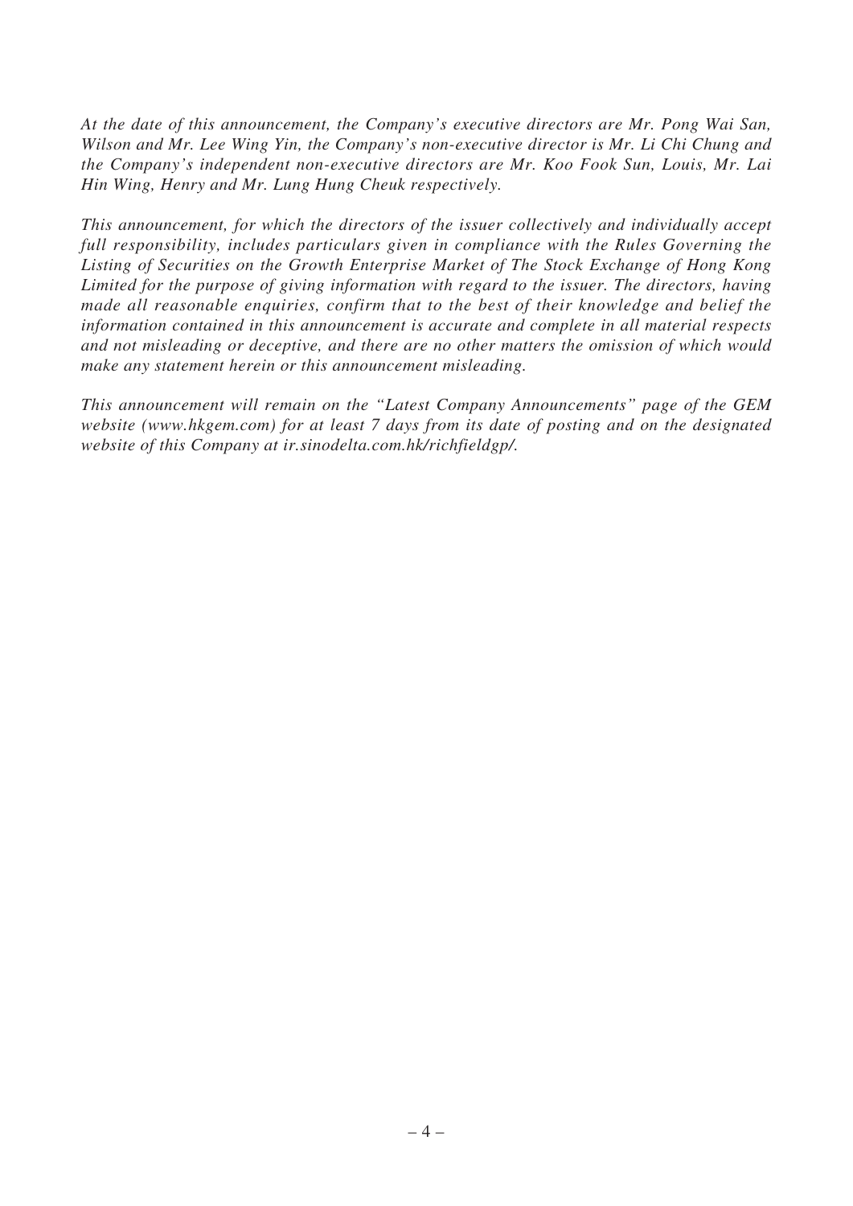*At the date of this announcement, the Company's executive directors are Mr. Pong Wai San, Wilson and Mr. Lee Wing Yin, the Company's non-executive director is Mr. Li Chi Chung and the Company's independent non-executive directors are Mr. Koo Fook Sun, Louis, Mr. Lai Hin Wing, Henry and Mr. Lung Hung Cheuk respectively.*

*This announcement, for which the directors of the issuer collectively and individually accept full responsibility, includes particulars given in compliance with the Rules Governing the Listing of Securities on the Growth Enterprise Market of The Stock Exchange of Hong Kong Limited for the purpose of giving information with regard to the issuer. The directors, having made all reasonable enquiries, confirm that to the best of their knowledge and belief the information contained in this announcement is accurate and complete in all material respects and not misleading or deceptive, and there are no other matters the omission of which would make any statement herein or this announcement misleading.*

*This announcement will remain on the "Latest Company Announcements" page of the GEM website (www.hkgem.com) for at least 7 days from its date of posting and on the designated website of this Company at ir.sinodelta.com.hk/richfieldgp/.*